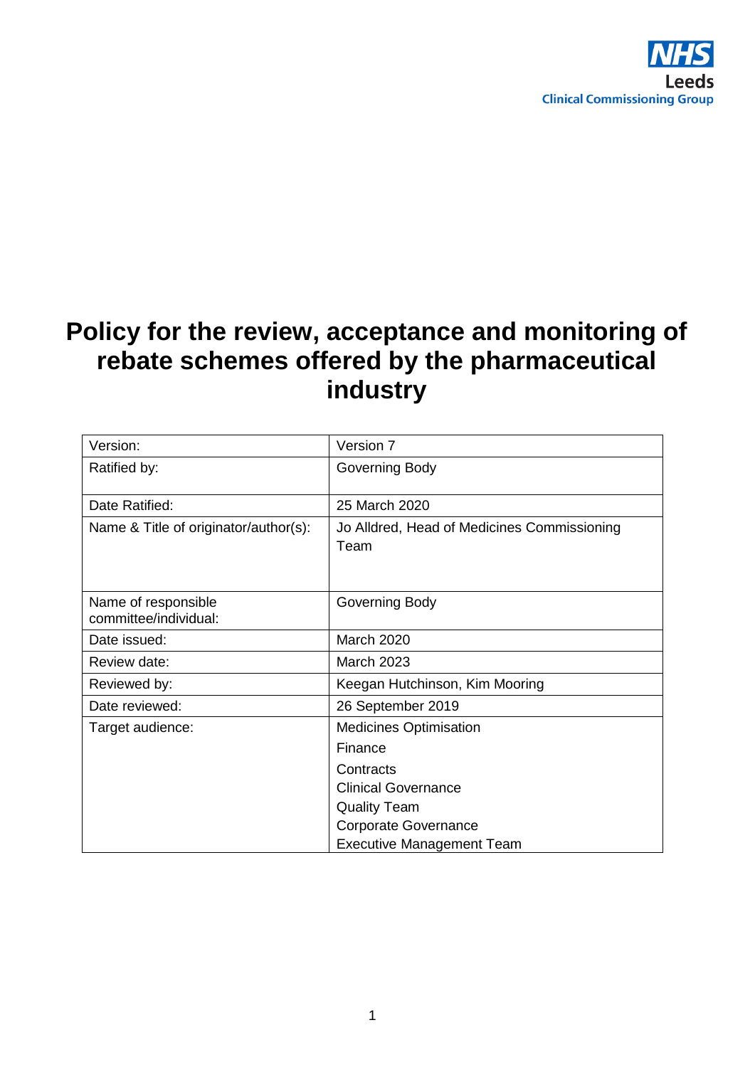NHS
Leeds
Clinical Commissioning Group

# Policy for the review, acceptance and monitoring of rebate schemes offered by the pharmaceutical industry

| | |
|---|---|
| Version: | Version 7 |
| Ratified by: | Governing Body |
| Date Ratified: | 25 March 2020 |
| Name & Title of originator/author(s): | Jo Alldred, Head of Medicines Commissioning Team |
| Name of responsible committee/individual: | Governing Body |
| Date issued: | March 2020 |
| Review date: | March 2023 |
| Reviewed by: | Keegan Hutchinson, Kim Mooring |
| Date reviewed: | 26 September 2019 |
| Target audience: | Medicines Optimisation<br>Finance<br>Contracts<br>Clinical Governance<br>Quality Team<br>Corporate Governance<br>Executive Management Team |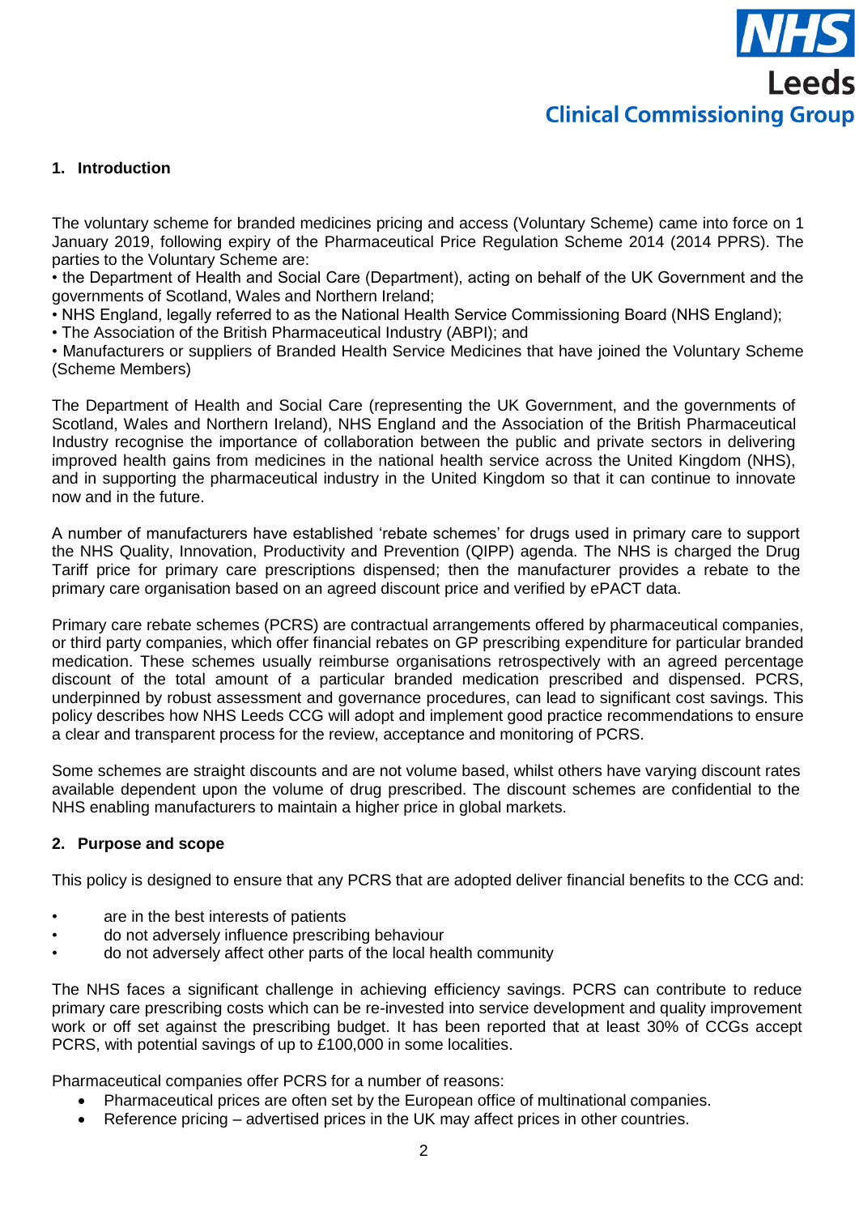## 1. Introduction

The voluntary scheme for branded medicines pricing and access (Voluntary Scheme) came into force on 1 January 2019, following expiry of the Pharmaceutical Price Regulation Scheme 2014 (2014 PPRS). The parties to the Voluntary Scheme are:

- the Department of Health and Social Care (Department), acting on behalf of the UK Government and the governments of Scotland, Wales and Northern Ireland;
- NHS England, legally referred to as the National Health Service Commissioning Board (NHS England);
- The Association of the British Pharmaceutical Industry (ABPI); and
- Manufacturers or suppliers of Branded Health Service Medicines that have joined the Voluntary Scheme (Scheme Members)

The Department of Health and Social Care (representing the UK Government, and the governments of Scotland, Wales and Northern Ireland), NHS England and the Association of the British Pharmaceutical Industry recognise the importance of collaboration between the public and private sectors in delivering improved health gains from medicines in the national health service across the United Kingdom (NHS), and in supporting the pharmaceutical industry in the United Kingdom so that it can continue to innovate now and in the future.

A number of manufacturers have established 'rebate schemes' for drugs used in primary care to support the NHS Quality, Innovation, Productivity and Prevention (QIPP) agenda. The NHS is charged the Drug Tariff price for primary care prescriptions dispensed; then the manufacturer provides a rebate to the primary care organisation based on an agreed discount price and verified by ePACT data.

Primary care rebate schemes (PCRS) are contractual arrangements offered by pharmaceutical companies, or third party companies, which offer financial rebates on GP prescribing expenditure for particular branded medication. These schemes usually reimburse organisations retrospectively with an agreed percentage discount of the total amount of a particular branded medication prescribed and dispensed. PCRS, underpinned by robust assessment and governance procedures, can lead to significant cost savings. This policy describes how NHS Leeds CCG will adopt and implement good practice recommendations to ensure a clear and transparent process for the review, acceptance and monitoring of PCRS.

Some schemes are straight discounts and are not volume based, whilst others have varying discount rates available dependent upon the volume of drug prescribed. The discount schemes are confidential to the NHS enabling manufacturers to maintain a higher price in global markets.

## 2. Purpose and scope

This policy is designed to ensure that any PCRS that are adopted deliver financial benefits to the CCG and:

- are in the best interests of patients
- do not adversely influence prescribing behaviour
- do not adversely affect other parts of the local health community

The NHS faces a significant challenge in achieving efficiency savings. PCRS can contribute to reduce primary care prescribing costs which can be re-invested into service development and quality improvement work or off set against the prescribing budget. It has been reported that at least 30% of CCGs accept PCRS, with potential savings of up to £100,000 in some localities.

Pharmaceutical companies offer PCRS for a number of reasons:

- Pharmaceutical prices are often set by the European office of multinational companies.
- Reference pricing – advertised prices in the UK may affect prices in other countries.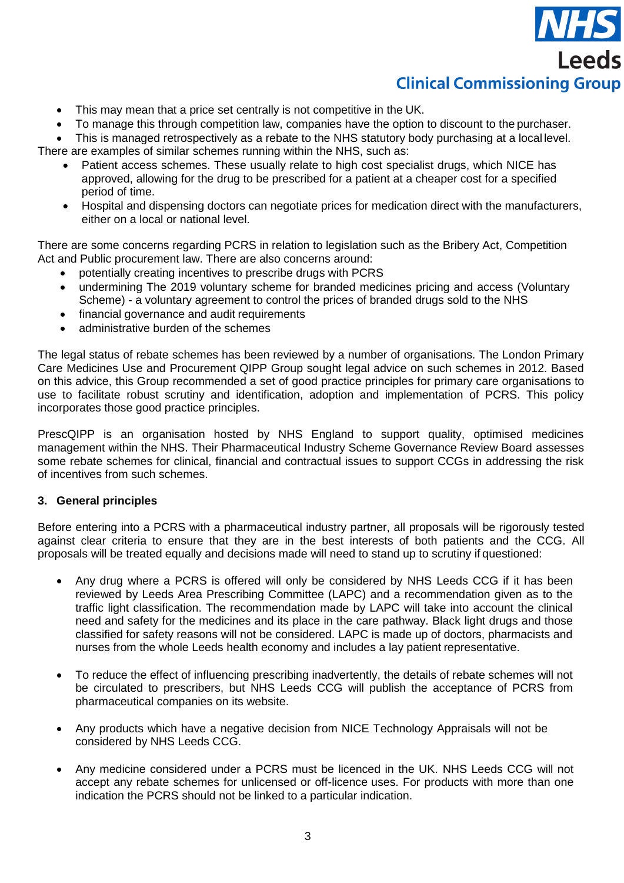- This may mean that a price set centrally is not competitive in the UK.
- To manage this through competition law, companies have the option to discount to the purchaser.
- This is managed retrospectively as a rebate to the NHS statutory body purchasing at a local level.

There are examples of similar schemes running within the NHS, such as:

- Patient access schemes. These usually relate to high cost specialist drugs, which NICE has approved, allowing for the drug to be prescribed for a patient at a cheaper cost for a specified period of time.
- Hospital and dispensing doctors can negotiate prices for medication direct with the manufacturers, either on a local or national level.

There are some concerns regarding PCRS in relation to legislation such as the Bribery Act, Competition Act and Public procurement law. There are also concerns around:

- potentially creating incentives to prescribe drugs with PCRS
- undermining The 2019 voluntary scheme for branded medicines pricing and access (Voluntary Scheme) - a voluntary agreement to control the prices of branded drugs sold to the NHS
- financial governance and audit requirements
- administrative burden of the schemes

The legal status of rebate schemes has been reviewed by a number of organisations. The London Primary Care Medicines Use and Procurement QIPP Group sought legal advice on such schemes in 2012. Based on this advice, this Group recommended a set of good practice principles for primary care organisations to use to facilitate robust scrutiny and identification, adoption and implementation of PCRS. This policy incorporates those good practice principles.

PrescQIPP is an organisation hosted by NHS England to support quality, optimised medicines management within the NHS. Their Pharmaceutical Industry Scheme Governance Review Board assesses some rebate schemes for clinical, financial and contractual issues to support CCGs in addressing the risk of incentives from such schemes.

## 3. General principles

Before entering into a PCRS with a pharmaceutical industry partner, all proposals will be rigorously tested against clear criteria to ensure that they are in the best interests of both patients and the CCG. All proposals will be treated equally and decisions made will need to stand up to scrutiny if questioned:

- Any drug where a PCRS is offered will only be considered by NHS Leeds CCG if it has been reviewed by Leeds Area Prescribing Committee (LAPC) and a recommendation given as to the traffic light classification. The recommendation made by LAPC will take into account the clinical need and safety for the medicines and its place in the care pathway. Black light drugs and those classified for safety reasons will not be considered. LAPC is made up of doctors, pharmacists and nurses from the whole Leeds health economy and includes a lay patient representative.

- To reduce the effect of influencing prescribing inadvertently, the details of rebate schemes will not be circulated to prescribers, but NHS Leeds CCG will publish the acceptance of PCRS from pharmaceutical companies on its website.

- Any products which have a negative decision from NICE Technology Appraisals will not be considered by NHS Leeds CCG.

- Any medicine considered under a PCRS must be licenced in the UK. NHS Leeds CCG will not accept any rebate schemes for unlicensed or off-licence uses. For products with more than one indication the PCRS should not be linked to a particular indication.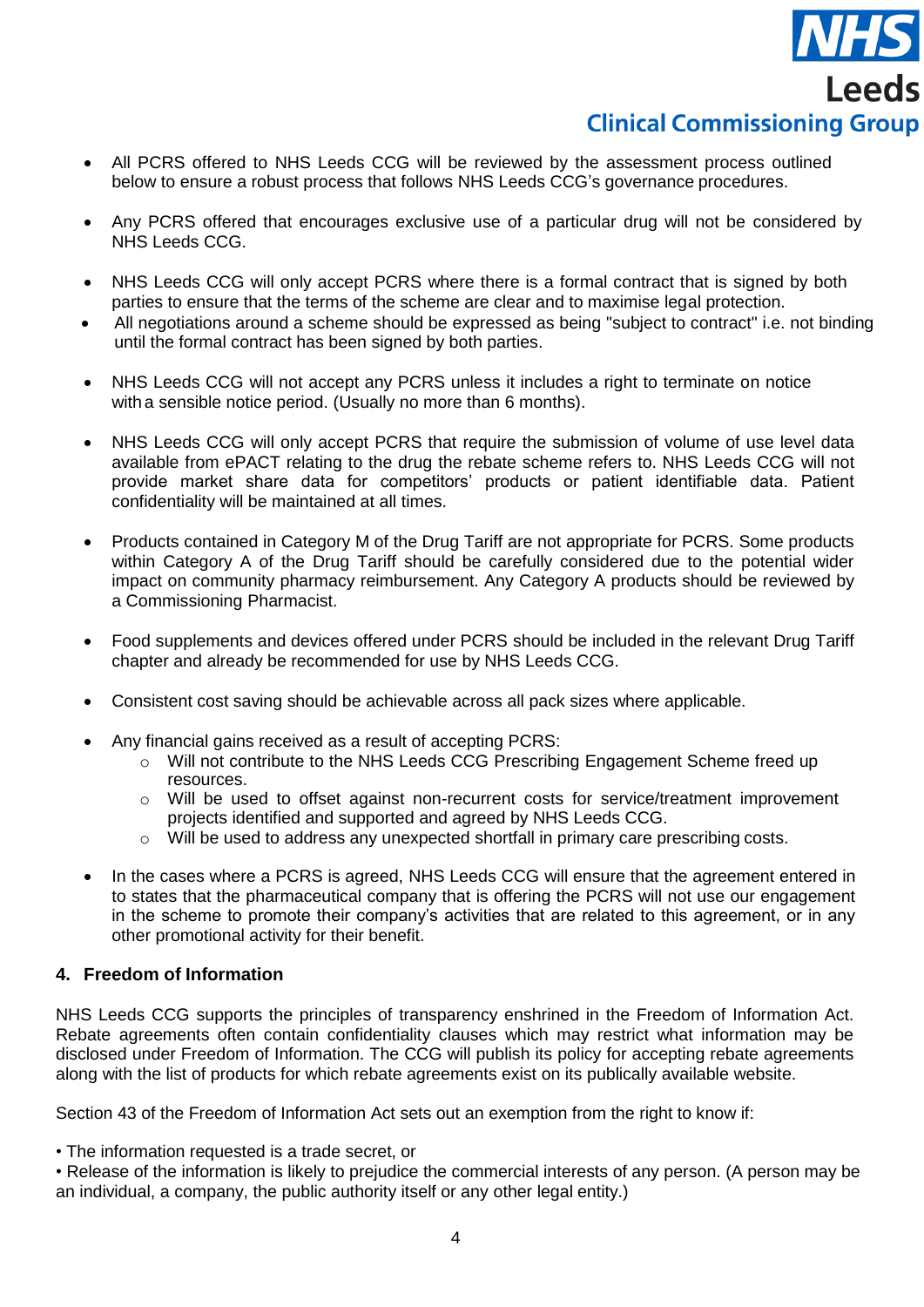- All PCRS offered to NHS Leeds CCG will be reviewed by the assessment process outlined below to ensure a robust process that follows NHS Leeds CCG's governance procedures.

- Any PCRS offered that encourages exclusive use of a particular drug will not be considered by NHS Leeds CCG.

- NHS Leeds CCG will only accept PCRS where there is a formal contract that is signed by both parties to ensure that the terms of the scheme are clear and to maximise legal protection.
- All negotiations around a scheme should be expressed as being "subject to contract" i.e. not binding until the formal contract has been signed by both parties.

- NHS Leeds CCG will not accept any PCRS unless it includes a right to terminate on notice with a sensible notice period. (Usually no more than 6 months).

- NHS Leeds CCG will only accept PCRS that require the submission of volume of use level data available from ePACT relating to the drug the rebate scheme refers to. NHS Leeds CCG will not provide market share data for competitors' products or patient identifiable data. Patient confidentiality will be maintained at all times.

- Products contained in Category M of the Drug Tariff are not appropriate for PCRS. Some products within Category A of the Drug Tariff should be carefully considered due to the potential wider impact on community pharmacy reimbursement. Any Category A products should be reviewed by a Commissioning Pharmacist.

- Food supplements and devices offered under PCRS should be included in the relevant Drug Tariff chapter and already be recommended for use by NHS Leeds CCG.

- Consistent cost saving should be achievable across all pack sizes where applicable.

- Any financial gains received as a result of accepting PCRS:
  - Will not contribute to the NHS Leeds CCG Prescribing Engagement Scheme freed up resources.
  - Will be used to offset against non-recurrent costs for service/treatment improvement projects identified and supported and agreed by NHS Leeds CCG.
  - Will be used to address any unexpected shortfall in primary care prescribing costs.

- In the cases where a PCRS is agreed, NHS Leeds CCG will ensure that the agreement entered in to states that the pharmaceutical company that is offering the PCRS will not use our engagement in the scheme to promote their company's activities that are related to this agreement, or in any other promotional activity for their benefit.

### 4. Freedom of Information

NHS Leeds CCG supports the principles of transparency enshrined in the Freedom of Information Act. Rebate agreements often contain confidentiality clauses which may restrict what information may be disclosed under Freedom of Information. The CCG will publish its policy for accepting rebate agreements along with the list of products for which rebate agreements exist on its publically available website.

Section 43 of the Freedom of Information Act sets out an exemption from the right to know if:

- The information requested is a trade secret, or
- Release of the information is likely to prejudice the commercial interests of any person. (A person may be an individual, a company, the public authority itself or any other legal entity.)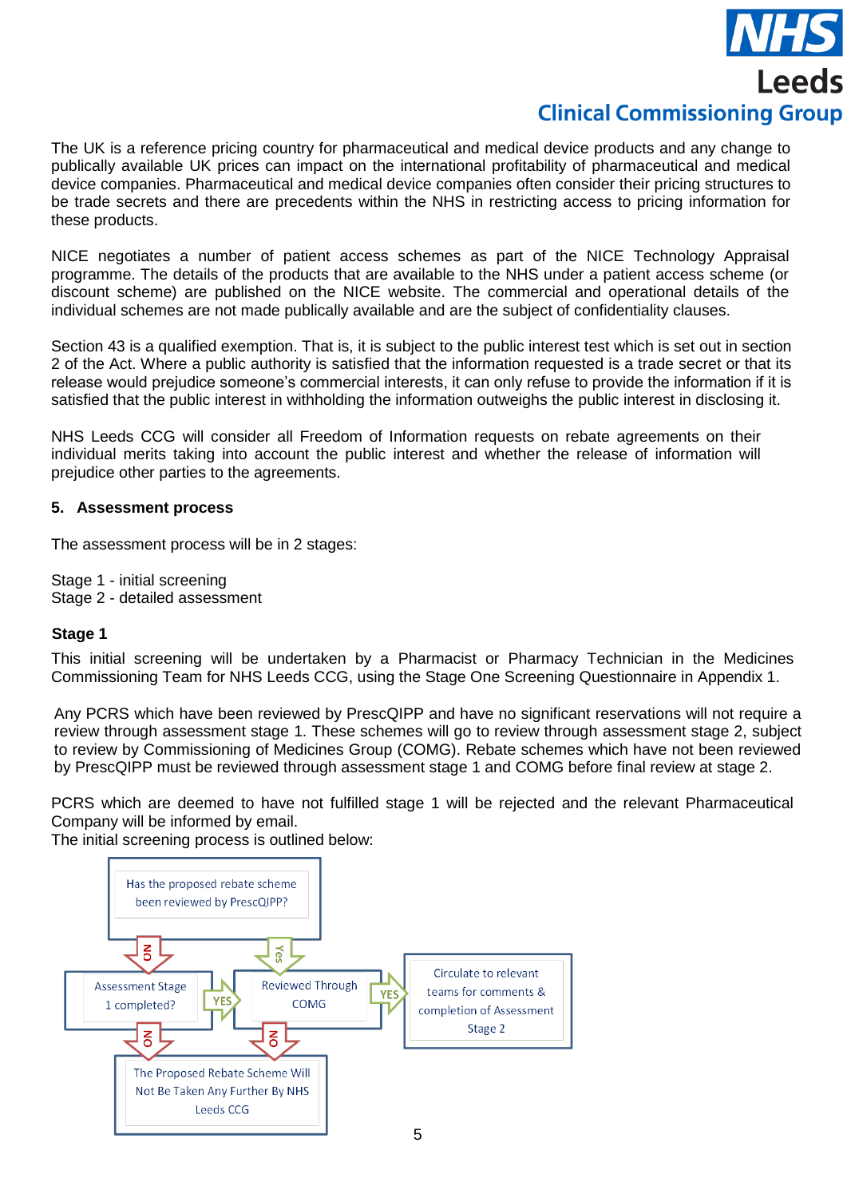The UK is a reference pricing country for pharmaceutical and medical device products and any change to publically available UK prices can impact on the international profitability of pharmaceutical and medical device companies. Pharmaceutical and medical device companies often consider their pricing structures to be trade secrets and there are precedents within the NHS in restricting access to pricing information for these products.

NICE negotiates a number of patient access schemes as part of the NICE Technology Appraisal programme. The details of the products that are available to the NHS under a patient access scheme (or discount scheme) are published on the NICE website. The commercial and operational details of the individual schemes are not made publically available and are the subject of confidentiality clauses.

Section 43 is a qualified exemption. That is, it is subject to the public interest test which is set out in section 2 of the Act. Where a public authority is satisfied that the information requested is a trade secret or that its release would prejudice someone's commercial interests, it can only refuse to provide the information if it is satisfied that the public interest in withholding the information outweighs the public interest in disclosing it.

NHS Leeds CCG will consider all Freedom of Information requests on rebate agreements on their individual merits taking into account the public interest and whether the release of information will prejudice other parties to the agreements.

## 5. Assessment process

The assessment process will be in 2 stages:

Stage 1 - initial screening
Stage 2 - detailed assessment

### Stage 1

This initial screening will be undertaken by a Pharmacist or Pharmacy Technician in the Medicines Commissioning Team for NHS Leeds CCG, using the Stage One Screening Questionnaire in Appendix 1.

Any PCRS which have been reviewed by PrescQIPP and have no significant reservations will not require a review through assessment stage 1. These schemes will go to review through assessment stage 2, subject to review by Commissioning of Medicines Group (COMG). Rebate schemes which have not been reviewed by PrescQIPP must be reviewed through assessment stage 1 and COMG before final review at stage 2.

PCRS which are deemed to have not fulfilled stage 1 will be rejected and the relevant Pharmaceutical Company will be informed by email.
The initial screening process is outlined below:

Has the proposed rebate scheme been reviewed by PrescQIPP?

- NO → Assessment Stage 1 completed?
  - YES → Reviewed Through COMG
  - NO → The Proposed Rebate Scheme Will Not Be Taken Any Further By NHS Leeds CCG
- Yes → Reviewed Through COMG
  - YES → Circulate to relevant teams for comments & completion of Assessment Stage 2
  - NO → The Proposed Rebate Scheme Will Not Be Taken Any Further By NHS Leeds CCG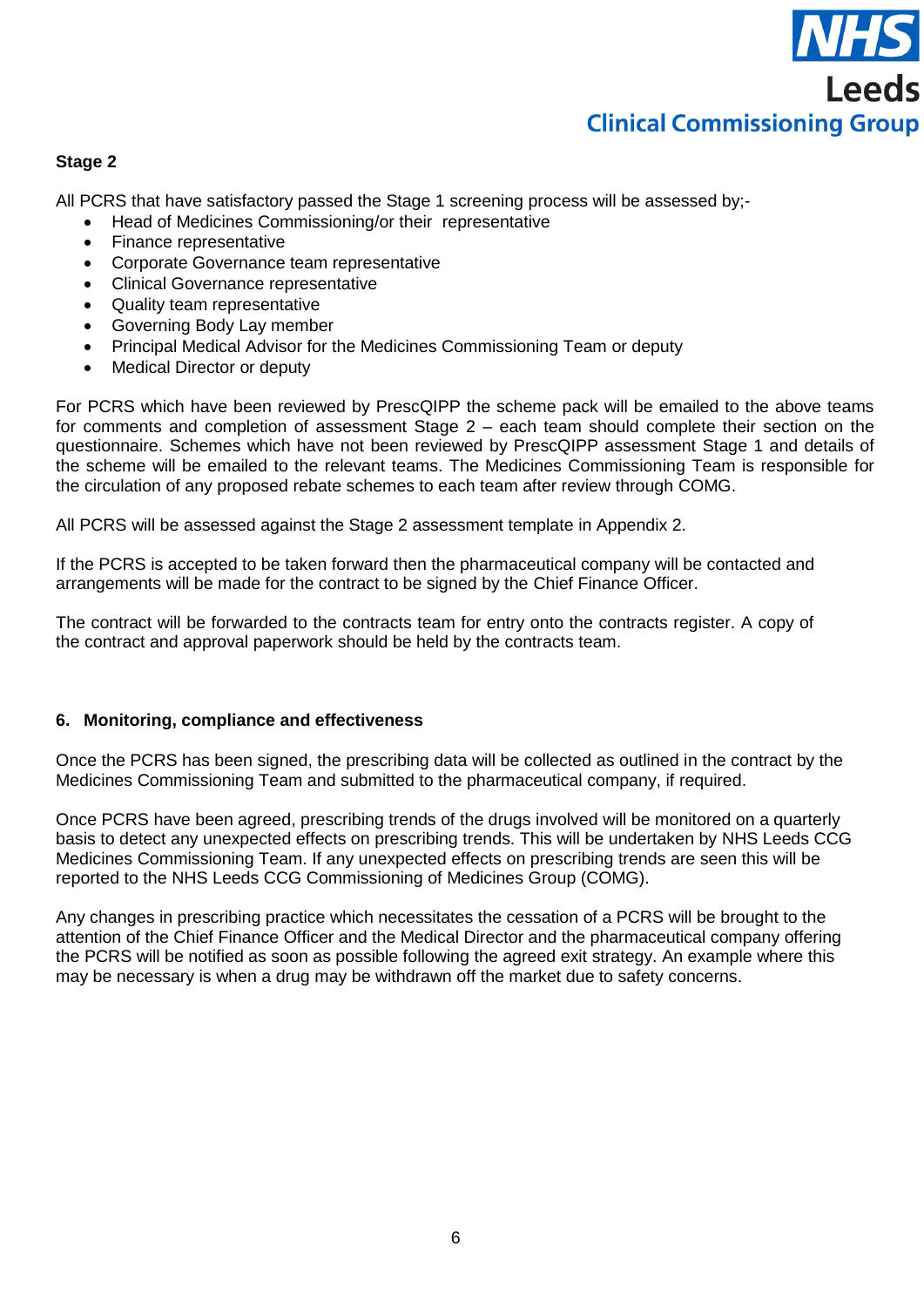### Stage 2

All PCRS that have satisfactory passed the Stage 1 screening process will be assessed by;-

- Head of Medicines Commissioning/or their representative
- Finance representative
- Corporate Governance team representative
- Clinical Governance representative
- Quality team representative
- Governing Body Lay member
- Principal Medical Advisor for the Medicines Commissioning Team or deputy
- Medical Director or deputy

For PCRS which have been reviewed by PrescQIPP the scheme pack will be emailed to the above teams for comments and completion of assessment Stage 2 – each team should complete their section on the questionnaire. Schemes which have not been reviewed by PrescQIPP assessment Stage 1 and details of the scheme will be emailed to the relevant teams. The Medicines Commissioning Team is responsible for the circulation of any proposed rebate schemes to each team after review through COMG.

All PCRS will be assessed against the Stage 2 assessment template in Appendix 2.

If the PCRS is accepted to be taken forward then the pharmaceutical company will be contacted and arrangements will be made for the contract to be signed by the Chief Finance Officer.

The contract will be forwarded to the contracts team for entry onto the contracts register. A copy of the contract and approval paperwork should be held by the contracts team.

## 6. Monitoring, compliance and effectiveness

Once the PCRS has been signed, the prescribing data will be collected as outlined in the contract by the Medicines Commissioning Team and submitted to the pharmaceutical company, if required.

Once PCRS have been agreed, prescribing trends of the drugs involved will be monitored on a quarterly basis to detect any unexpected effects on prescribing trends. This will be undertaken by NHS Leeds CCG Medicines Commissioning Team. If any unexpected effects on prescribing trends are seen this will be reported to the NHS Leeds CCG Commissioning of Medicines Group (COMG).

Any changes in prescribing practice which necessitates the cessation of a PCRS will be brought to the attention of the Chief Finance Officer and the Medical Director and the pharmaceutical company offering the PCRS will be notified as soon as possible following the agreed exit strategy. An example where this may be necessary is when a drug may be withdrawn off the market due to safety concerns.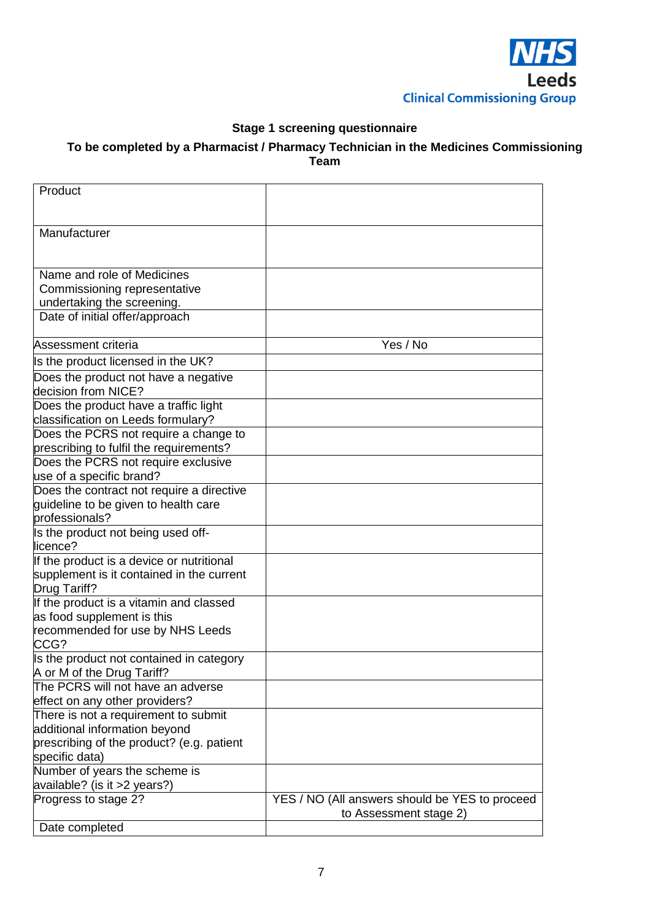NHS Leeds Clinical Commissioning Group

**Stage 1 screening questionnaire**

**To be completed by a Pharmacist / Pharmacy Technician in the Medicines Commissioning Team**

| Product | |
|---|---|
| Manufacturer | |
| Name and role of Medicines Commissioning representative undertaking the screening. | |
| Date of initial offer/approach | |
| Assessment criteria | Yes / No |
| Is the product licensed in the UK? | |
| Does the product not have a negative decision from NICE? | |
| Does the product have a traffic light classification on Leeds formulary? | |
| Does the PCRS not require a change to prescribing to fulfil the requirements? | |
| Does the PCRS not require exclusive use of a specific brand? | |
| Does the contract not require a directive guideline to be given to health care professionals? | |
| Is the product not being used off-licence? | |
| If the product is a device or nutritional supplement is it contained in the current Drug Tariff? | |
| If the product is a vitamin and classed as food supplement is this recommended for use by NHS Leeds CCG? | |
| Is the product not contained in category A or M of the Drug Tariff? | |
| The PCRS will not have an adverse effect on any other providers? | |
| There is not a requirement to submit additional information beyond prescribing of the product? (e.g. patient specific data) | |
| Number of years the scheme is available? (is it >2 years?) | |
| Progress to stage 2? | YES / NO (All answers should be YES to proceed to Assessment stage 2) |
| Date completed | |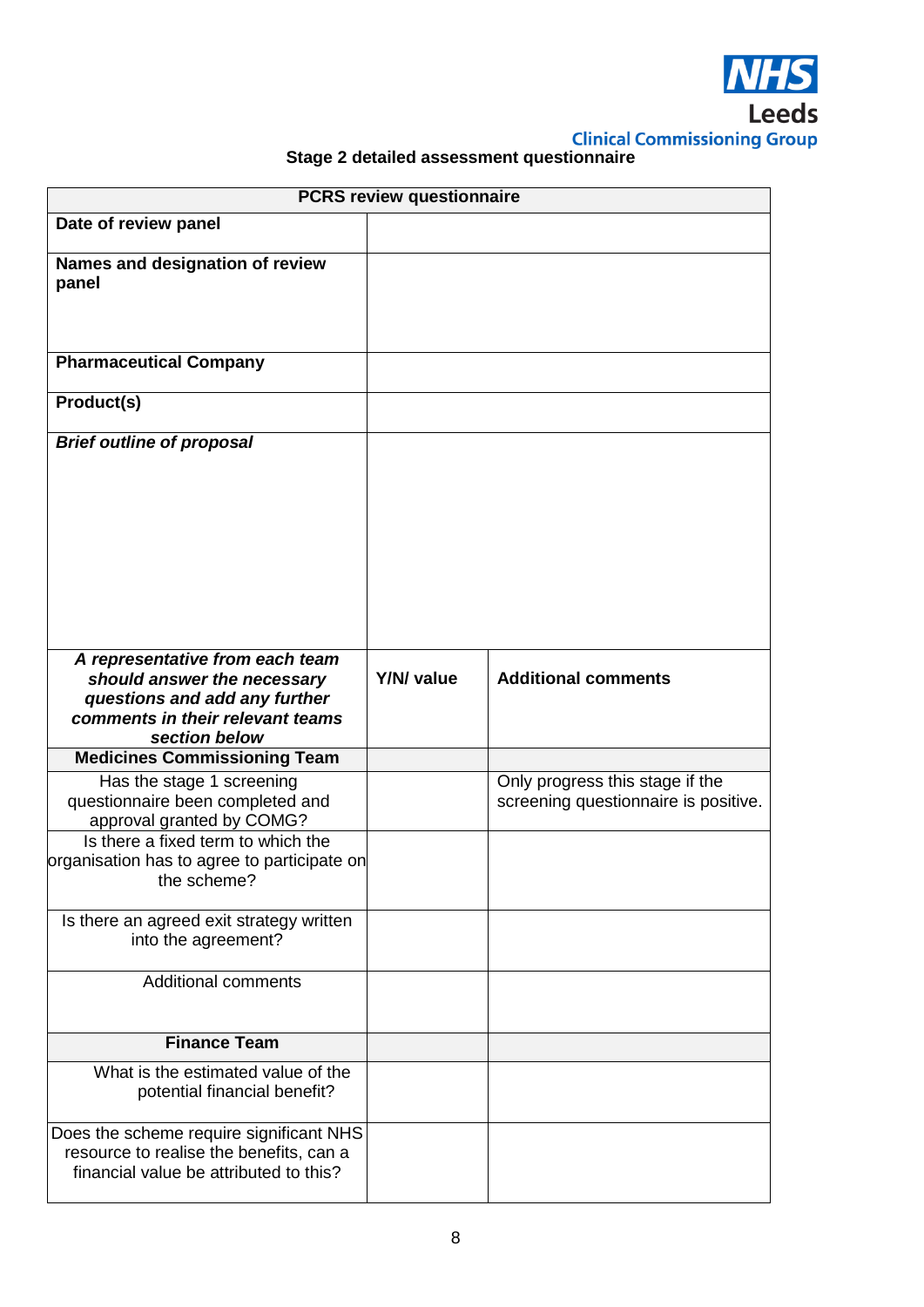## Stage 2 detailed assessment questionnaire

| **PCRS review questionnaire** | | |
|---|---|---|
| **Date of review panel** | | |
| **Names and designation of review panel** | | |
| **Pharmaceutical Company** | | |
| **Product(s)** | | |
| ***Brief outline of proposal*** | | |
| ***A representative from each team should answer the necessary questions and add any further comments in their relevant teams section below*** | **Y/N/ value** | **Additional comments** |
| **Medicines Commissioning Team** | | |
| Has the stage 1 screening questionnaire been completed and approval granted by COMG? | | Only progress this stage if the screening questionnaire is positive. |
| Is there a fixed term to which the organisation has to agree to participate on the scheme? | | |
| Is there an agreed exit strategy written into the agreement? | | |
| Additional comments | | |
| **Finance Team** | | |
| What is the estimated value of the potential financial benefit? | | |
| Does the scheme require significant NHS resource to realise the benefits, can a financial value be attributed to this? | | |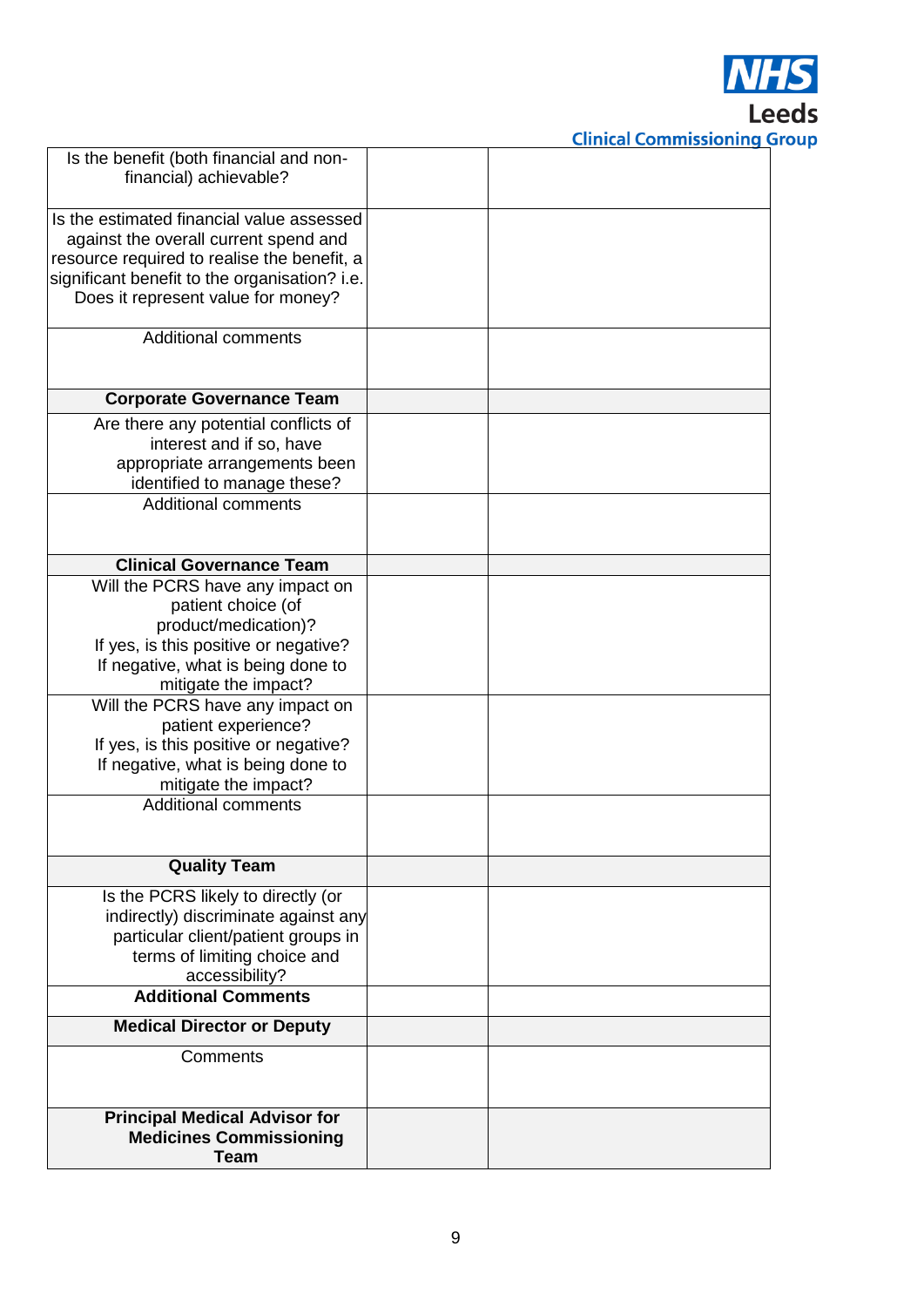| | | |
|---|---|---|
| Is the benefit (both financial and non-financial) achievable? | | |
| Is the estimated financial value assessed against the overall current spend and resource required to realise the benefit, a significant benefit to the organisation? i.e. Does it represent value for money? | | |
| Additional comments | | |
| **Corporate Governance Team** | | |
| Are there any potential conflicts of interest and if so, have appropriate arrangements been identified to manage these? | | |
| Additional comments | | |
| **Clinical Governance Team** | | |
| Will the PCRS have any impact on patient choice (of product/medication)? If yes, is this positive or negative? If negative, what is being done to mitigate the impact? | | |
| Will the PCRS have any impact on patient experience? If yes, is this positive or negative? If negative, what is being done to mitigate the impact? | | |
| Additional comments | | |
| **Quality Team** | | |
| Is the PCRS likely to directly (or indirectly) discriminate against any particular client/patient groups in terms of limiting choice and accessibility? | | |
| **Additional Comments** | | |
| **Medical Director or Deputy** | | |
| Comments | | |
| **Principal Medical Advisor for Medicines Commissioning Team** | | |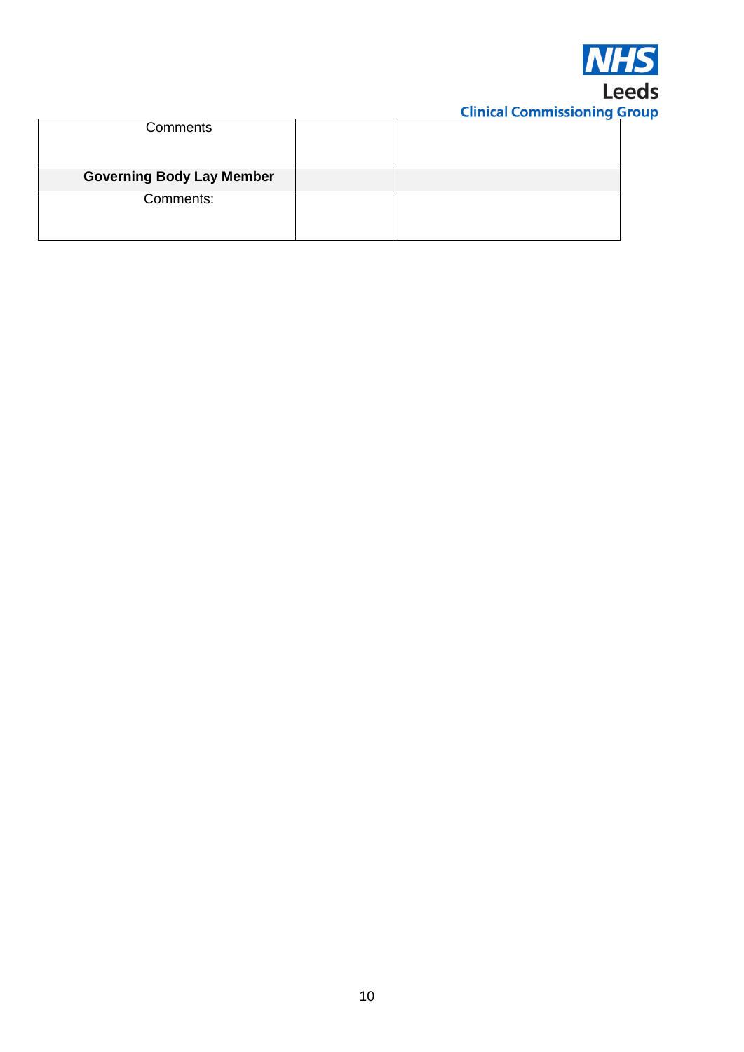| Comments | | |
|---|---|---|
| **Governing Body Lay Member** | | |
| Comments: | | |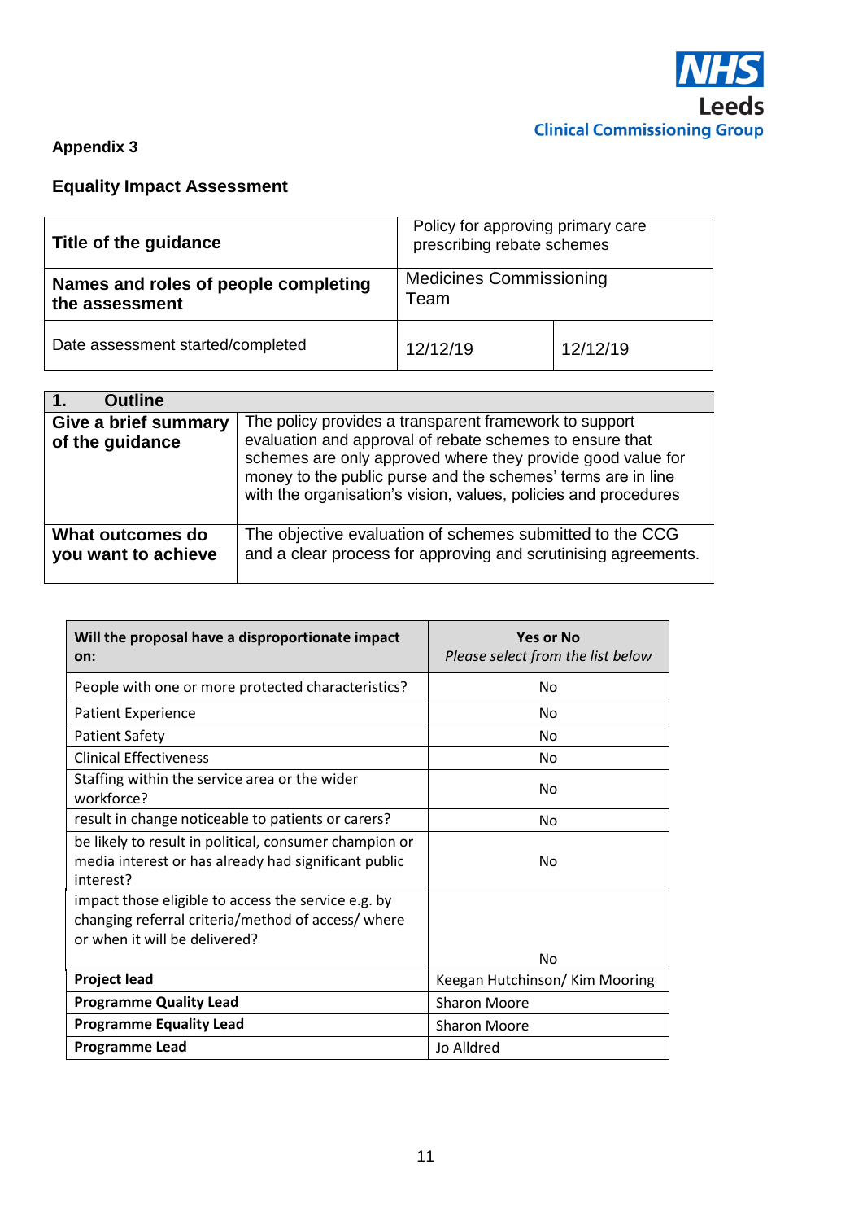NHS Leeds Clinical Commissioning Group

**Appendix 3**

**Equality Impact Assessment**

| | | |
|---|---|---|
| **Title of the guidance** | Policy for approving primary care prescribing rebate schemes | |
| **Names and roles of people completing the assessment** | Medicines Commissioning Team | |
| Date assessment started/completed | 12/12/19 | 12/12/19 |

| **1. Outline** | |
|---|---|
| **Give a brief summary of the guidance** | The policy provides a transparent framework to support evaluation and approval of rebate schemes to ensure that schemes are only approved where they provide good value for money to the public purse and the schemes' terms are in line with the organisation's vision, values, policies and procedures |
| **What outcomes do you want to achieve** | The objective evaluation of schemes submitted to the CCG and a clear process for approving and scrutinising agreements. |

| **Will the proposal have a disproportionate impact on:** | **Yes or No** *Please select from the list below* |
|---|---|
| People with one or more protected characteristics? | No |
| Patient Experience | No |
| Patient Safety | No |
| Clinical Effectiveness | No |
| Staffing within the service area or the wider workforce? | No |
| result in change noticeable to patients or carers? | No |
| be likely to result in political, consumer champion or media interest or has already had significant public interest? | No |
| impact those eligible to access the service e.g. by changing referral criteria/method of access/ where or when it will be delivered? | No |
| **Project lead** | Keegan Hutchinson/ Kim Mooring |
| **Programme Quality Lead** | Sharon Moore |
| **Programme Equality Lead** | Sharon Moore |
| **Programme Lead** | Jo Alldred |